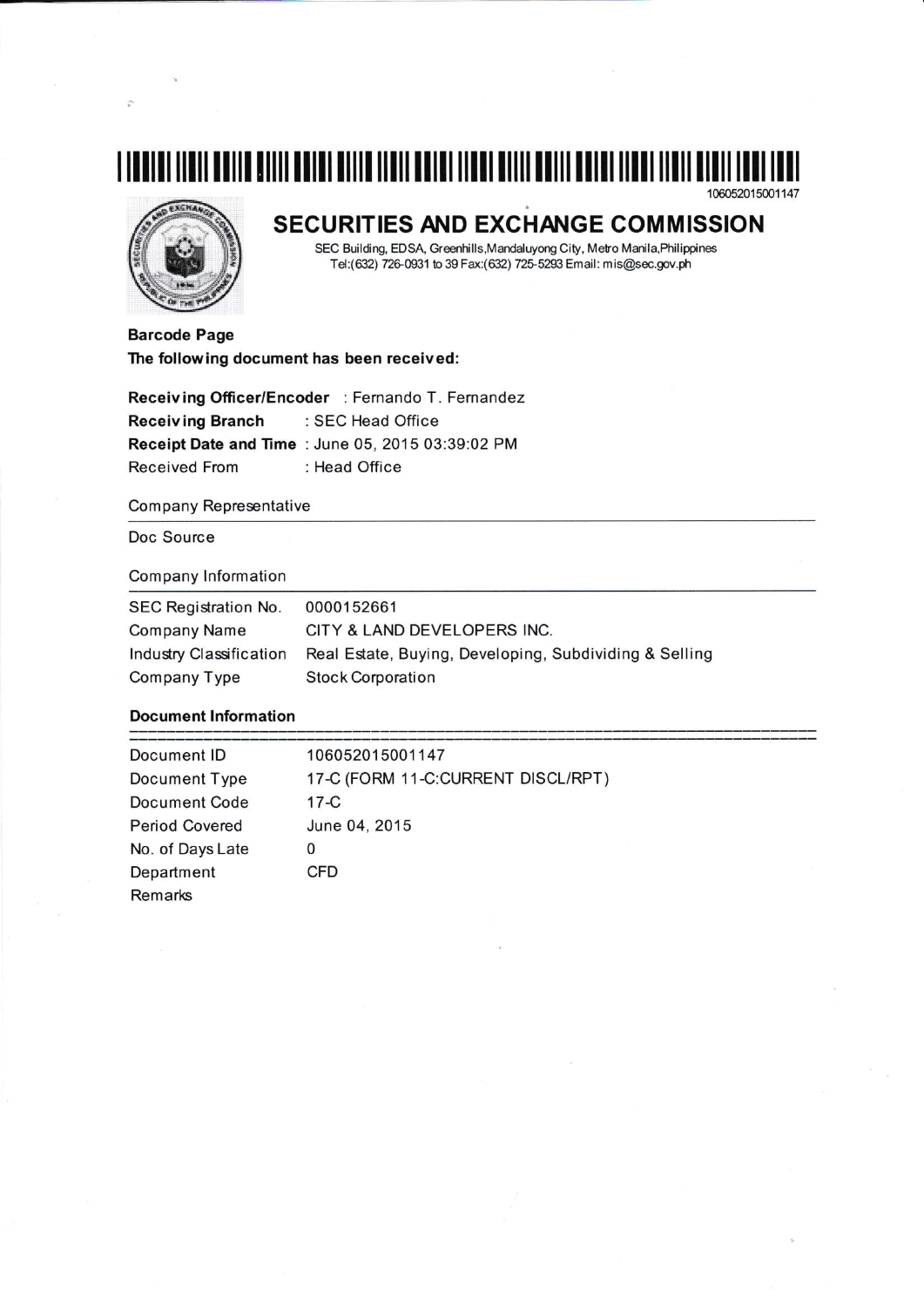106052015001147

# SECURITIES AND EXCHANGE COMMISSION

SEC Building, EDSA, Greenhills,Mandaluyong City, Metro Manila,Philippines
Tel:(632) 726-0931 to 39 Fax:(632) 725-5293 Email: mis@sec.gov.ph

**Barcode Page**

**The following document has been received:**

**Receiving Officer/Encoder** : Fernando T. Fernandez
**Receiving Branch** : SEC Head Office
**Receipt Date and Time** : June 05, 2015 03:39:02 PM
Received From : Head Office

Company Representative

Doc Source

Company Information

| | |
|---|---|
| SEC Registration No. | 0000152661 |
| Company Name | CITY & LAND DEVELOPERS INC. |
| Industry Classification | Real Estate, Buying, Developing, Subdividing & Selling |
| Company Type | Stock Corporation |

**Document Information**

| | |
|---|---|
| Document ID | 106052015001147 |
| Document Type | 17-C (FORM 11-C:CURRENT DISCL/RPT) |
| Document Code | 17-C |
| Period Covered | June 04, 2015 |
| No. of Days Late | 0 |
| Department | CFD |
| Remarks | |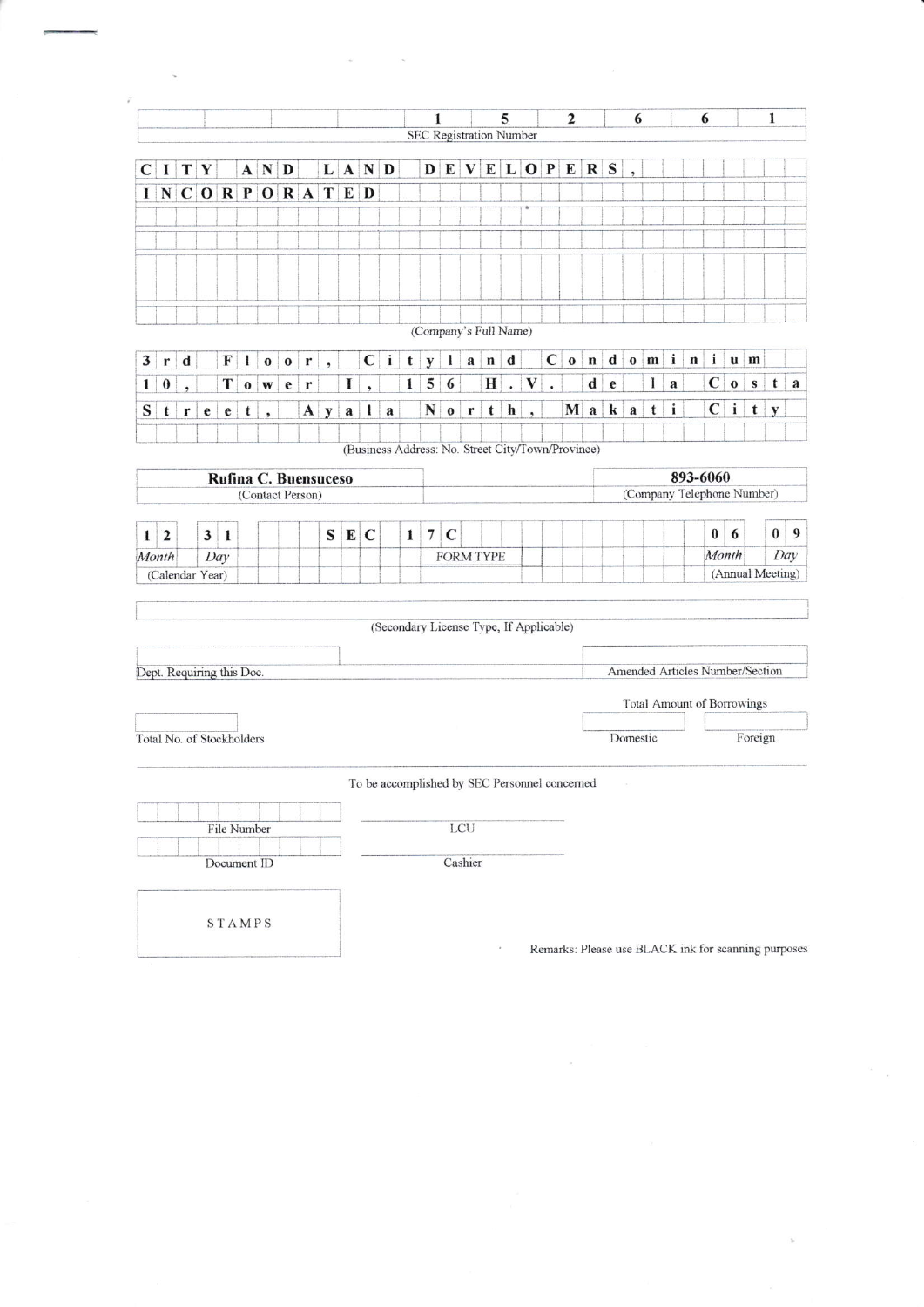**1 5 2 6 6 1**

SEC Registration Number

**CITY AND LAND DEVELOPERS, INCORPORATED**

(Company's Full Name)

**3rd Floor, Cityland Condominium 10, Tower I, 156 H.V. de la Costa Street, Ayala North, Makati City**

(Business Address: No. Street City/Town/Province)

| **Rufina C. Buensuceso** | **893-6060** |
|---|---|
| (Contact Person) | (Company Telephone Number) |

| **1 2** | **3 1** | **SEC 17C** | **0 6** | **0 9** |
|---|---|---|---|---|
| *Month* | *Day* | FORM TYPE | *Month* | *Day* |
| (Calendar Year) | | | (Annual Meeting) | |

(Secondary License Type, If Applicable)

Dept. Requiring this Doc.

Amended Articles Number/Section

Total Amount of Borrowings

Total No. of Stockholders

Domestic

Foreign

To be accomplished by SEC Personnel concerned

File Number

LCU

Document ID

Cashier

STAMPS

Remarks: Please use BLACK ink for scanning purposes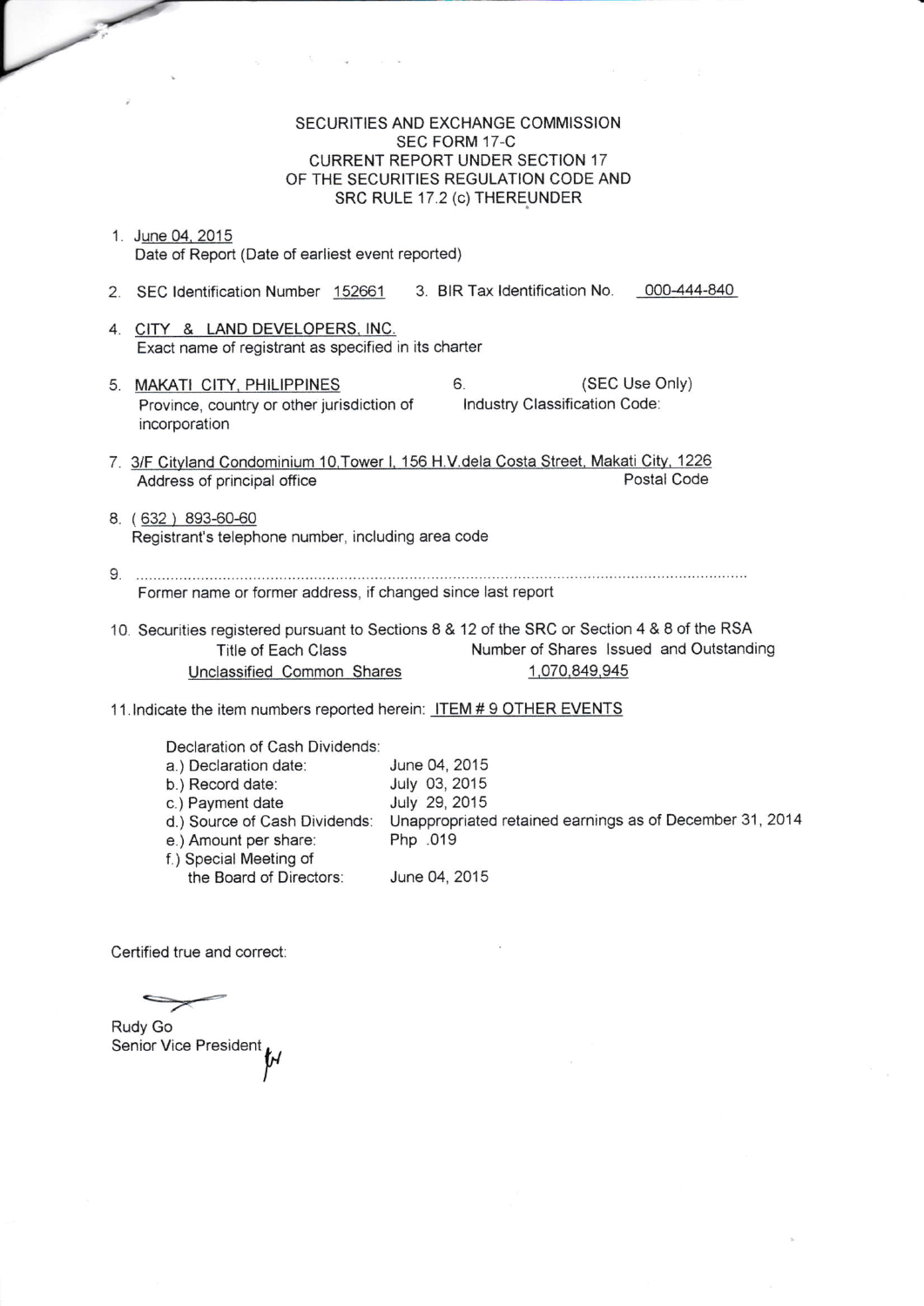SECURITIES AND EXCHANGE COMMISSION
SEC FORM 17-C
CURRENT REPORT UNDER SECTION 17
OF THE SECURITIES REGULATION CODE AND
SRC RULE 17.2 (c) THEREUNDER

1. June 04, 2015
   Date of Report (Date of earliest event reported)

2. SEC Identification Number 152661   3. BIR Tax Identification No. 000-444-840

4. CITY & LAND DEVELOPERS, INC.
   Exact name of registrant as specified in its charter

5. MAKATI CITY, PHILIPPINES
   Province, country or other jurisdiction of incorporation

6. (SEC Use Only)
   Industry Classification Code:

7. 3/F Cityland Condominium 10,Tower I, 156 H.V.dela Costa Street, Makati City, 1226
   Address of principal office — Postal Code

8. ( 632 ) 893-60-60
   Registrant's telephone number, including area code

9. ........................................................................................................................................
   Former name or former address, if changed since last report

10. Securities registered pursuant to Sections 8 & 12 of the SRC or Section 4 & 8 of the RSA

| Title of Each Class | Number of Shares Issued and Outstanding |
|---|---|
| Unclassified Common Shares | 1,070,849,945 |

11. Indicate the item numbers reported herein: ITEM # 9 OTHER EVENTS

Declaration of Cash Dividends:

| | |
|---|---|
| a.) Declaration date: | June 04, 2015 |
| b.) Record date: | July 03, 2015 |
| c.) Payment date | July 29, 2015 |
| d.) Source of Cash Dividends: | Unappropriated retained earnings as of December 31, 2014 |
| e.) Amount per share: | Php .019 |
| f.) Special Meeting of the Board of Directors: | June 04, 2015 |

Certified true and correct:

Rudy Go
Senior Vice President